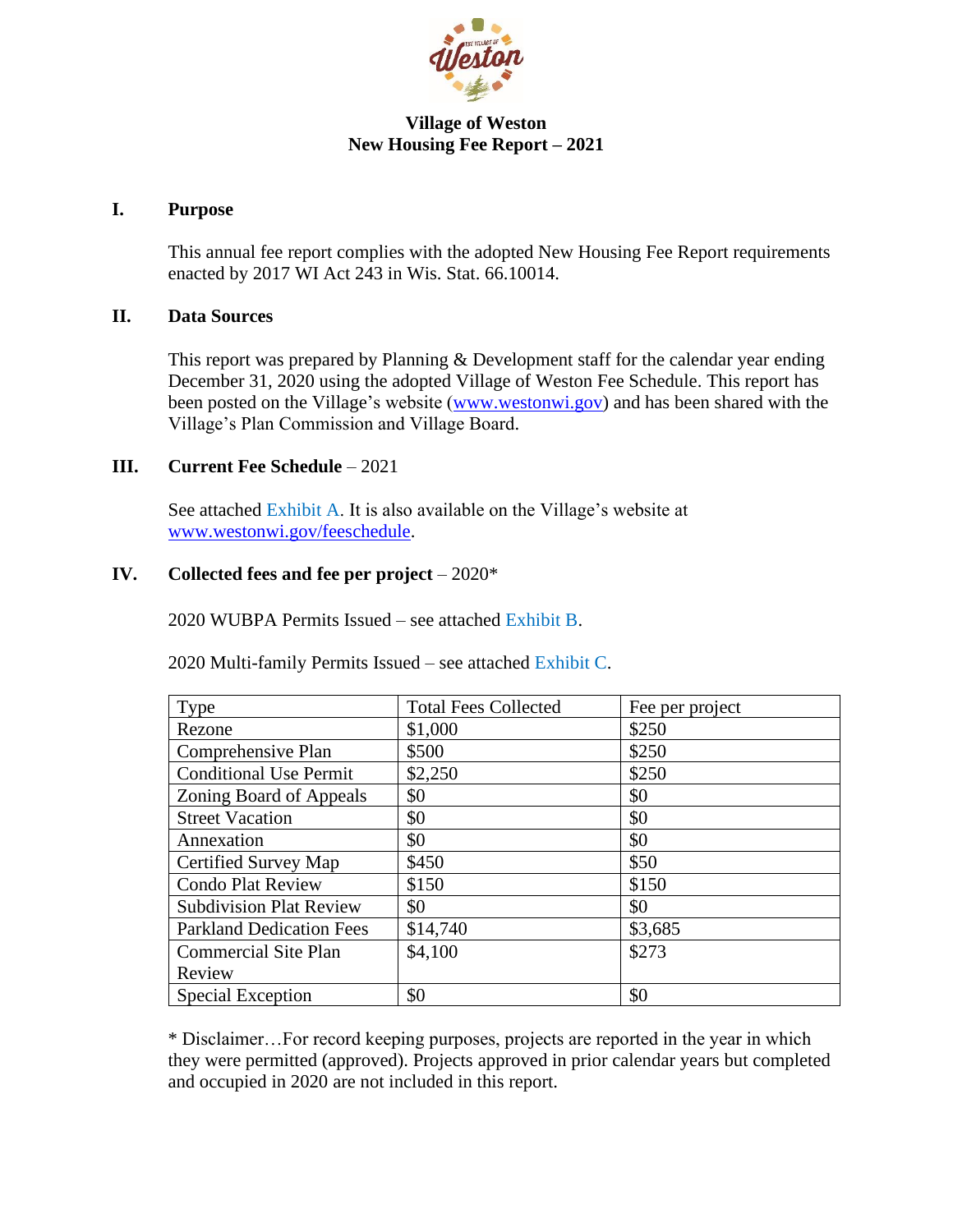# Village of Weston
## New Housing Fee Report – 2021

### I. Purpose

This annual fee report complies with the adopted New Housing Fee Report requirements enacted by 2017 WI Act 243 in Wis. Stat. 66.10014.

### II. Data Sources

This report was prepared by Planning & Development staff for the calendar year ending December 31, 2020 using the adopted Village of Weston Fee Schedule. This report has been posted on the Village's website (www.westonwi.gov) and has been shared with the Village's Plan Commission and Village Board.

### III. Current Fee Schedule – 2021

See attached Exhibit A. It is also available on the Village's website at www.westonwi.gov/feeschedule.

### IV. Collected fees and fee per project – 2020*

2020 WUBPA Permits Issued – see attached Exhibit B.

2020 Multi-family Permits Issued – see attached Exhibit C.

| Type | Total Fees Collected | Fee per project |
|---|---|---|
| Rezone | $1,000 | $250 |
| Comprehensive Plan | $500 | $250 |
| Conditional Use Permit | $2,250 | $250 |
| Zoning Board of Appeals | $0 | $0 |
| Street Vacation | $0 | $0 |
| Annexation | $0 | $0 |
| Certified Survey Map | $450 | $50 |
| Condo Plat Review | $150 | $150 |
| Subdivision Plat Review | $0 | $0 |
| Parkland Dedication Fees | $14,740 | $3,685 |
| Commercial Site Plan Review | $4,100 | $273 |
| Special Exception | $0 | $0 |

* Disclaimer…For record keeping purposes, projects are reported in the year in which they were permitted (approved). Projects approved in prior calendar years but completed and occupied in 2020 are not included in this report.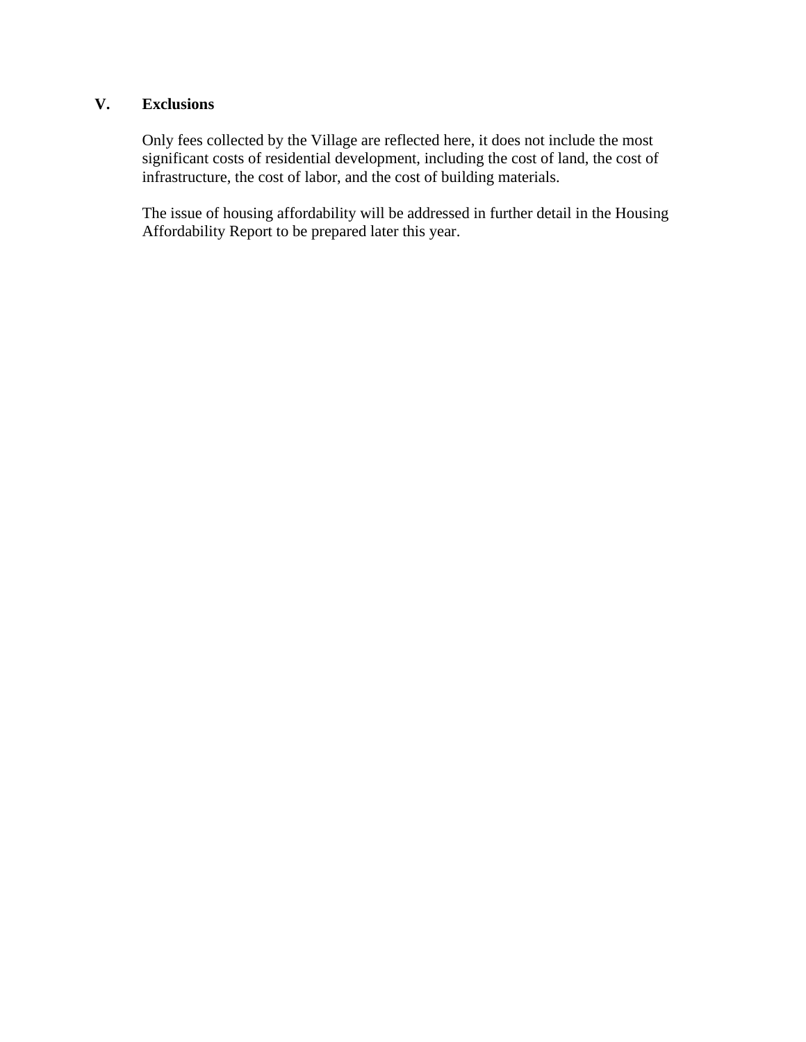## V. Exclusions

Only fees collected by the Village are reflected here, it does not include the most significant costs of residential development, including the cost of land, the cost of infrastructure, the cost of labor, and the cost of building materials.

The issue of housing affordability will be addressed in further detail in the Housing Affordability Report to be prepared later this year.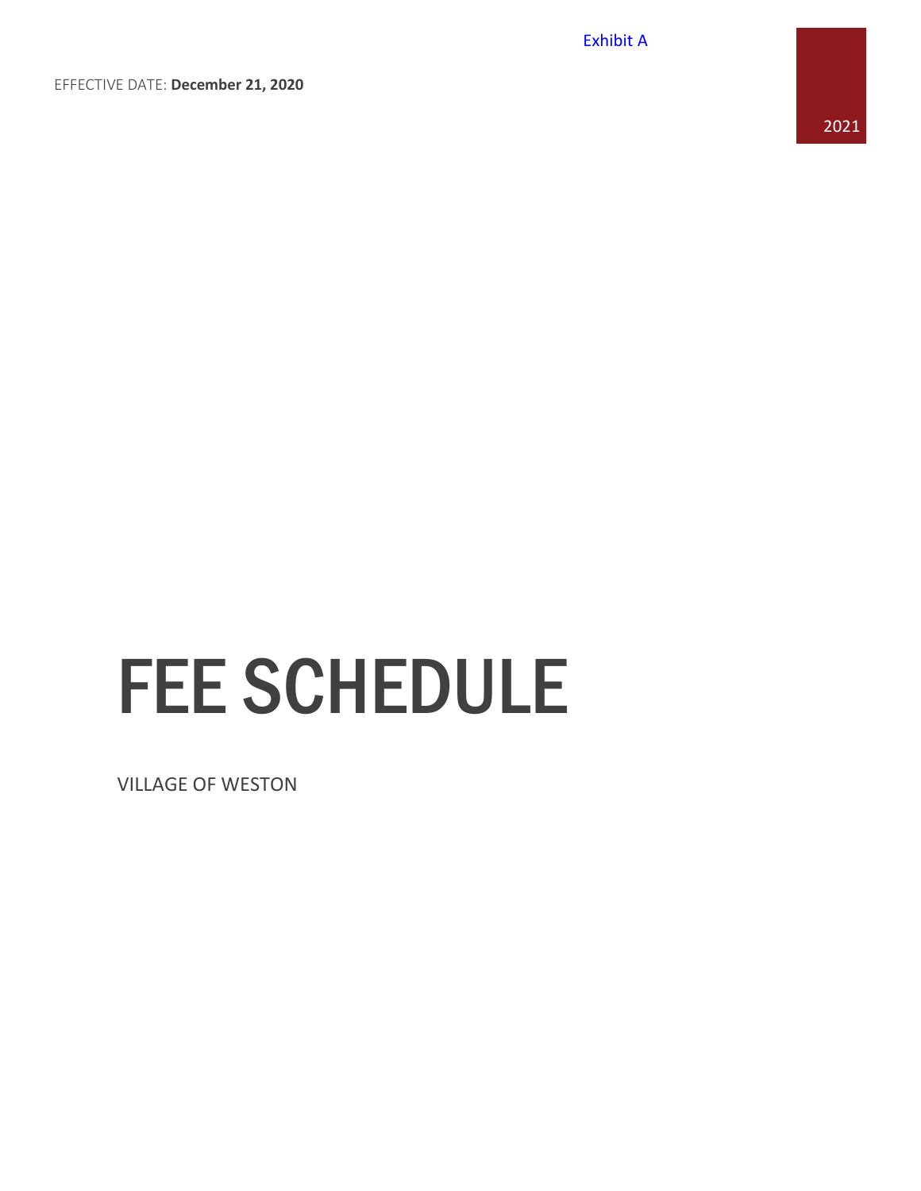Exhibit A

EFFECTIVE DATE: **December 21, 2020**

2021

# FEE SCHEDULE

VILLAGE OF WESTON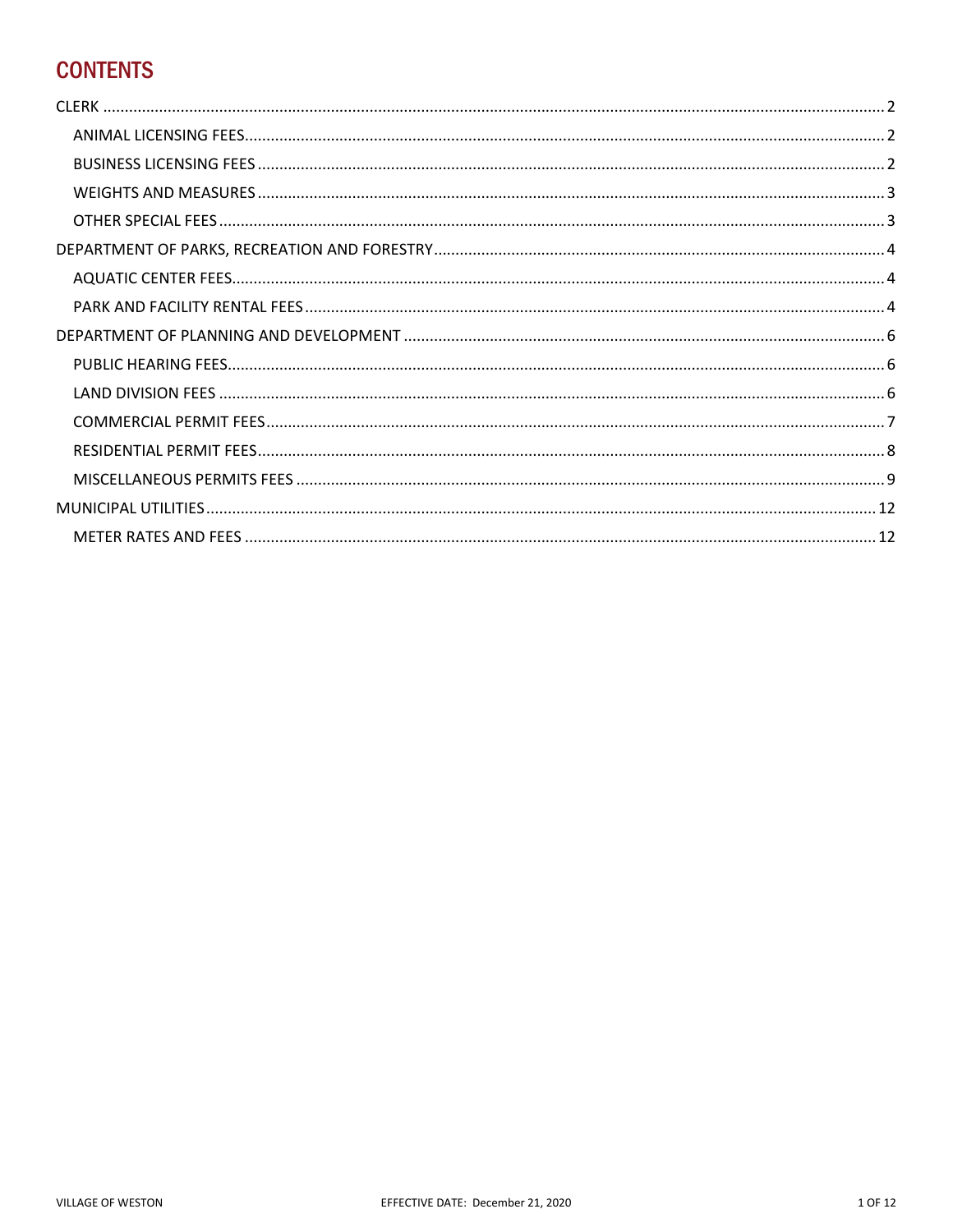# CONTENTS

CLERK ........................................................................................................................................................ 2

- ANIMAL LICENSING FEES............................................................................................................................ 2
- BUSINESS LICENSING FEES ......................................................................................................................... 2
- WEIGHTS AND MEASURES ......................................................................................................................... 3
- OTHER SPECIAL FEES .................................................................................................................................. 3

DEPARTMENT OF PARKS, RECREATION AND FORESTRY ......................................................................................... 4

- AQUATIC CENTER FEES............................................................................................................................... 4
- PARK AND FACILITY RENTAL FEES ............................................................................................................... 4

DEPARTMENT OF PLANNING AND DEVELOPMENT ................................................................................................ 6

- PUBLIC HEARING FEES................................................................................................................................ 6
- LAND DIVISION FEES ................................................................................................................................. 6
- COMMERCIAL PERMIT FEES........................................................................................................................ 7
- RESIDENTIAL PERMIT FEES.......................................................................................................................... 8
- MISCELLANEOUS PERMITS FEES .................................................................................................................. 9

MUNICIPAL UTILITIES............................................................................................................................................ 12

- METER RATES AND FEES ........................................................................................................................... 12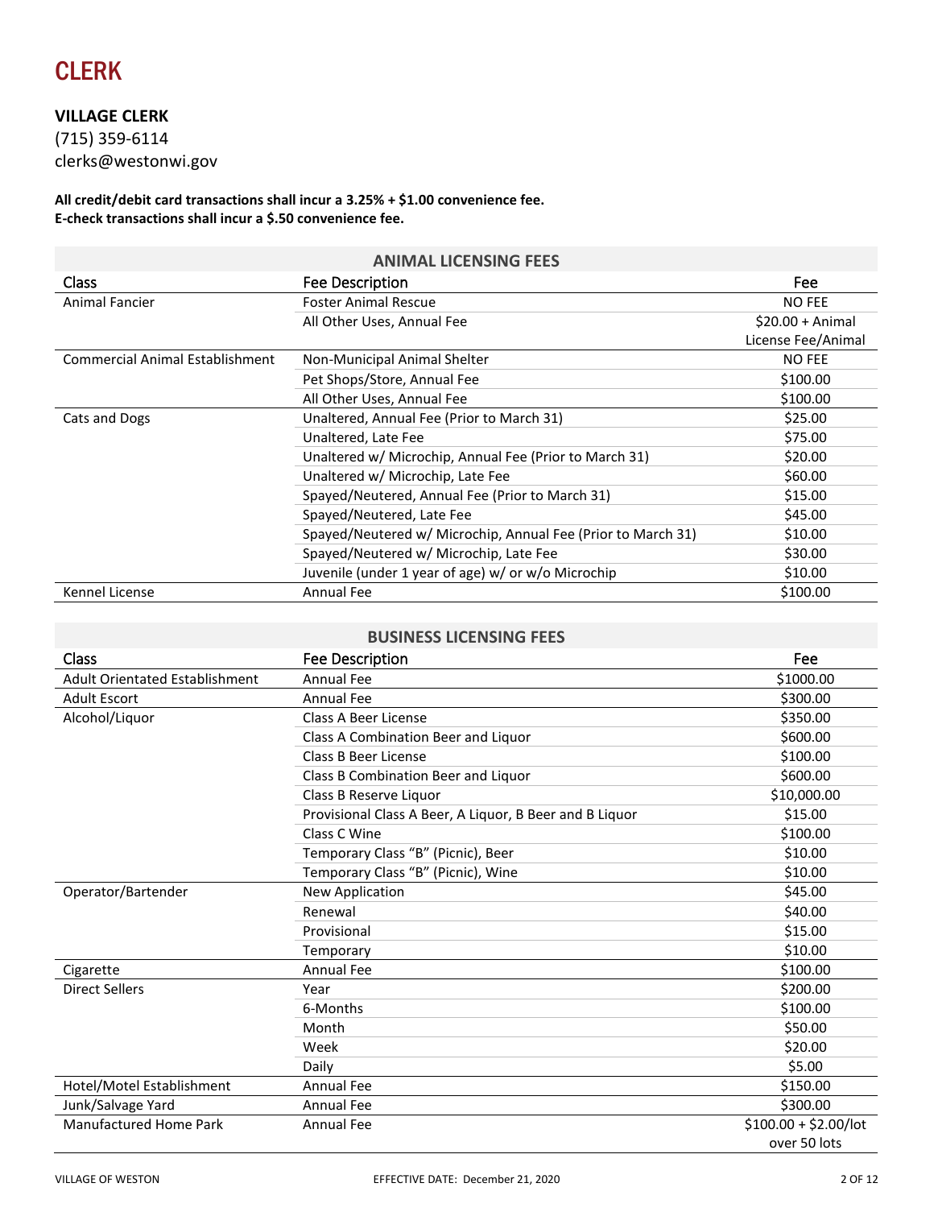# CLERK

**VILLAGE CLERK**
(715) 359-6114
clerks@westonwi.gov

**All credit/debit card transactions shall incur a 3.25% + $1.00 convenience fee.**
**E-check transactions shall incur a $.50 convenience fee.**

**ANIMAL LICENSING FEES**

| Class | Fee Description | Fee |
|---|---|---|
| Animal Fancier | Foster Animal Rescue | NO FEE |
| | All Other Uses, Annual Fee | $20.00 + Animal License Fee/Animal |
| Commercial Animal Establishment | Non-Municipal Animal Shelter | NO FEE |
| | Pet Shops/Store, Annual Fee | $100.00 |
| | All Other Uses, Annual Fee | $100.00 |
| Cats and Dogs | Unaltered, Annual Fee (Prior to March 31) | $25.00 |
| | Unaltered, Late Fee | $75.00 |
| | Unaltered w/ Microchip, Annual Fee (Prior to March 31) | $20.00 |
| | Unaltered w/ Microchip, Late Fee | $60.00 |
| | Spayed/Neutered, Annual Fee (Prior to March 31) | $15.00 |
| | Spayed/Neutered, Late Fee | $45.00 |
| | Spayed/Neutered w/ Microchip, Annual Fee (Prior to March 31) | $10.00 |
| | Spayed/Neutered w/ Microchip, Late Fee | $30.00 |
| | Juvenile (under 1 year of age) w/ or w/o Microchip | $10.00 |
| Kennel License | Annual Fee | $100.00 |

**BUSINESS LICENSING FEES**

| Class | Fee Description | Fee |
|---|---|---|
| Adult Orientated Establishment | Annual Fee | $1000.00 |
| Adult Escort | Annual Fee | $300.00 |
| Alcohol/Liquor | Class A Beer License | $350.00 |
| | Class A Combination Beer and Liquor | $600.00 |
| | Class B Beer License | $100.00 |
| | Class B Combination Beer and Liquor | $600.00 |
| | Class B Reserve Liquor | $10,000.00 |
| | Provisional Class A Beer, A Liquor, B Beer and B Liquor | $15.00 |
| | Class C Wine | $100.00 |
| | Temporary Class "B" (Picnic), Beer | $10.00 |
| | Temporary Class "B" (Picnic), Wine | $10.00 |
| Operator/Bartender | New Application | $45.00 |
| | Renewal | $40.00 |
| | Provisional | $15.00 |
| | Temporary | $10.00 |
| Cigarette | Annual Fee | $100.00 |
| Direct Sellers | Year | $200.00 |
| | 6-Months | $100.00 |
| | Month | $50.00 |
| | Week | $20.00 |
| | Daily | $5.00 |
| Hotel/Motel Establishment | Annual Fee | $150.00 |
| Junk/Salvage Yard | Annual Fee | $300.00 |
| Manufactured Home Park | Annual Fee | $100.00 + $2.00/lot over 50 lots |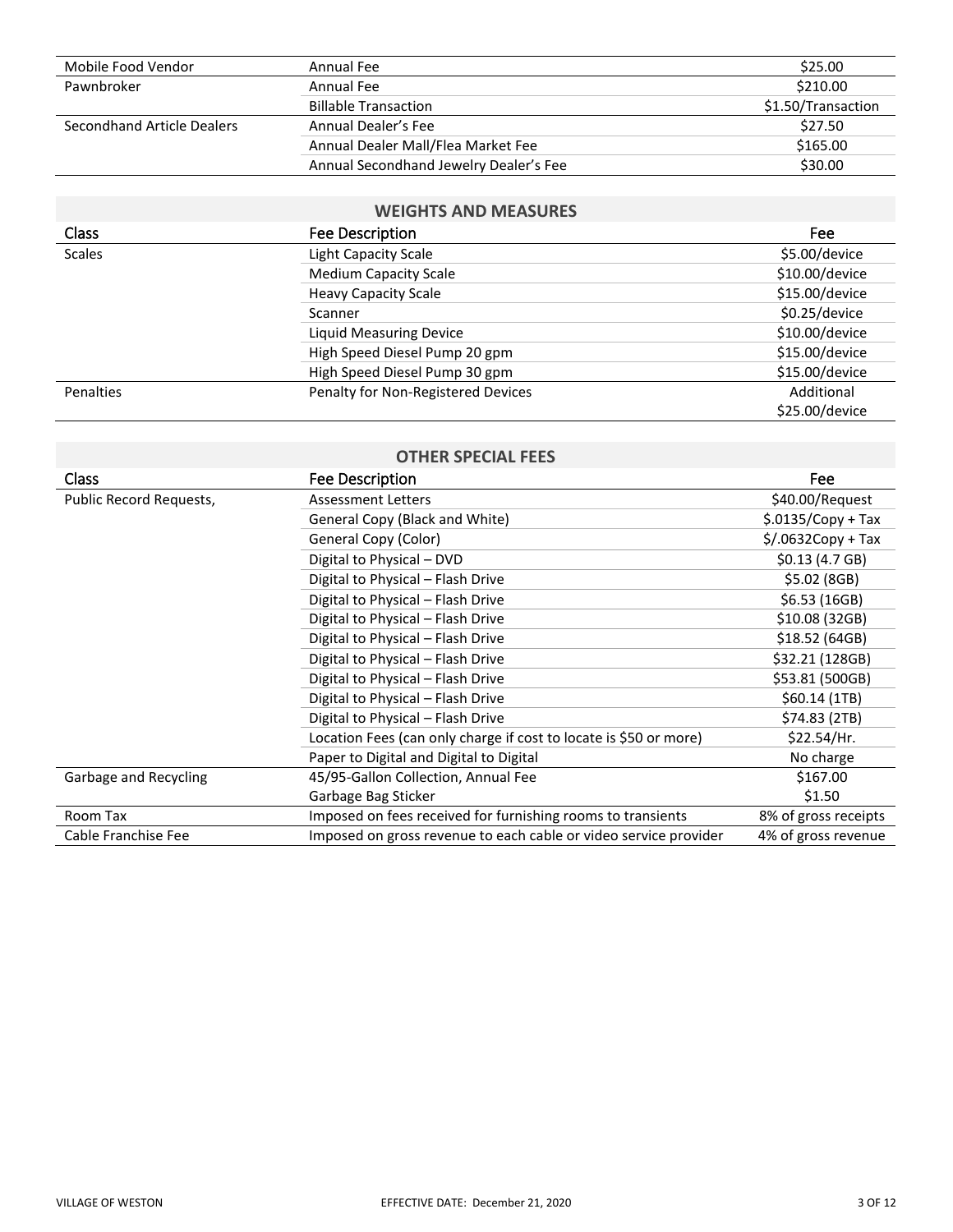| | | |
|---|---|---|
| Mobile Food Vendor | Annual Fee | $25.00 |
| Pawnbroker | Annual Fee | $210.00 |
| | Billable Transaction | $1.50/Transaction |
| Secondhand Article Dealers | Annual Dealer's Fee | $27.50 |
| | Annual Dealer Mall/Flea Market Fee | $165.00 |
| | Annual Secondhand Jewelry Dealer's Fee | $30.00 |

## WEIGHTS AND MEASURES

| Class | Fee Description | Fee |
|---|---|---|
| Scales | Light Capacity Scale | $5.00/device |
| | Medium Capacity Scale | $10.00/device |
| | Heavy Capacity Scale | $15.00/device |
| | Scanner | $0.25/device |
| | Liquid Measuring Device | $10.00/device |
| | High Speed Diesel Pump 20 gpm | $15.00/device |
| | High Speed Diesel Pump 30 gpm | $15.00/device |
| Penalties | Penalty for Non-Registered Devices | Additional $25.00/device |

## OTHER SPECIAL FEES

| Class | Fee Description | Fee |
|---|---|---|
| Public Record Requests, | Assessment Letters | $40.00/Request |
| | General Copy (Black and White) | $.0135/Copy + Tax |
| | General Copy (Color) | $/.0632Copy + Tax |
| | Digital to Physical – DVD | $0.13 (4.7 GB) |
| | Digital to Physical – Flash Drive | $5.02 (8GB) |
| | Digital to Physical – Flash Drive | $6.53 (16GB) |
| | Digital to Physical – Flash Drive | $10.08 (32GB) |
| | Digital to Physical – Flash Drive | $18.52 (64GB) |
| | Digital to Physical – Flash Drive | $32.21 (128GB) |
| | Digital to Physical – Flash Drive | $53.81 (500GB) |
| | Digital to Physical – Flash Drive | $60.14 (1TB) |
| | Digital to Physical – Flash Drive | $74.83 (2TB) |
| | Location Fees (can only charge if cost to locate is $50 or more) | $22.54/Hr. |
| | Paper to Digital and Digital to Digital | No charge |
| Garbage and Recycling | 45/95-Gallon Collection, Annual Fee | $167.00 |
| | Garbage Bag Sticker | $1.50 |
| Room Tax | Imposed on fees received for furnishing rooms to transients | 8% of gross receipts |
| Cable Franchise Fee | Imposed on gross revenue to each cable or video service provider | 4% of gross revenue |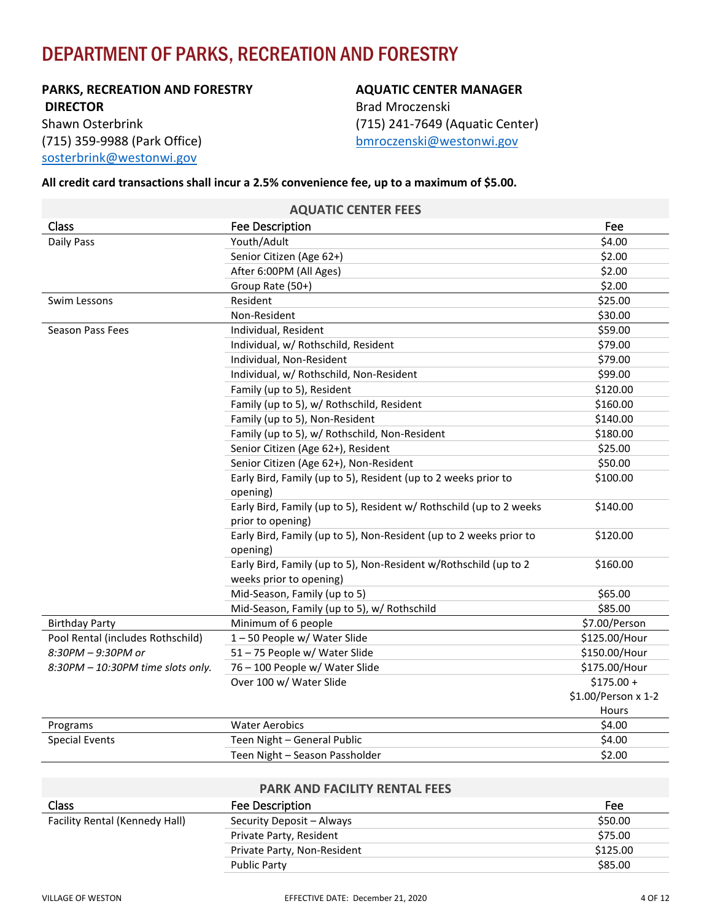# DEPARTMENT OF PARKS, RECREATION AND FORESTRY

**PARKS, RECREATION AND FORESTRY DIRECTOR**
Shawn Osterbrink
(715) 359-9988 (Park Office)
sosterbrink@westonwi.gov

**AQUATIC CENTER MANAGER**
Brad Mroczenski
(715) 241-7649 (Aquatic Center)
bmroczenski@westonwi.gov

**All credit card transactions shall incur a 2.5% convenience fee, up to a maximum of $5.00.**

| AQUATIC CENTER FEES | | |
|---|---|---|
| Class | Fee Description | Fee |
| Daily Pass | Youth/Adult | $4.00 |
| | Senior Citizen (Age 62+) | $2.00 |
| | After 6:00PM (All Ages) | $2.00 |
| | Group Rate (50+) | $2.00 |
| Swim Lessons | Resident | $25.00 |
| | Non-Resident | $30.00 |
| Season Pass Fees | Individual, Resident | $59.00 |
| | Individual, w/ Rothschild, Resident | $79.00 |
| | Individual, Non-Resident | $79.00 |
| | Individual, w/ Rothschild, Non-Resident | $99.00 |
| | Family (up to 5), Resident | $120.00 |
| | Family (up to 5), w/ Rothschild, Resident | $160.00 |
| | Family (up to 5), Non-Resident | $140.00 |
| | Family (up to 5), w/ Rothschild, Non-Resident | $180.00 |
| | Senior Citizen (Age 62+), Resident | $25.00 |
| | Senior Citizen (Age 62+), Non-Resident | $50.00 |
| | Early Bird, Family (up to 5), Resident (up to 2 weeks prior to opening) | $100.00 |
| | Early Bird, Family (up to 5), Resident w/ Rothschild (up to 2 weeks prior to opening) | $140.00 |
| | Early Bird, Family (up to 5), Non-Resident (up to 2 weeks prior to opening) | $120.00 |
| | Early Bird, Family (up to 5), Non-Resident w/Rothschild (up to 2 weeks prior to opening) | $160.00 |
| | Mid-Season, Family (up to 5) | $65.00 |
| | Mid-Season, Family (up to 5), w/ Rothschild | $85.00 |
| Birthday Party | Minimum of 6 people | $7.00/Person |
| Pool Rental (includes Rothschild) | 1 – 50 People w/ Water Slide | $125.00/Hour |
| *8:30PM – 9:30PM or* | 51 – 75 People w/ Water Slide | $150.00/Hour |
| *8:30PM – 10:30PM time slots only.* | 76 – 100 People w/ Water Slide | $175.00/Hour |
| | Over 100 w/ Water Slide | $175.00 + $1.00/Person x 1-2 Hours |
| Programs | Water Aerobics | $4.00 |
| Special Events | Teen Night – General Public | $4.00 |
| | Teen Night – Season Passholder | $2.00 |

| PARK AND FACILITY RENTAL FEES | | |
|---|---|---|
| Class | Fee Description | Fee |
| Facility Rental (Kennedy Hall) | Security Deposit – Always | $50.00 |
| | Private Party, Resident | $75.00 |
| | Private Party, Non-Resident | $125.00 |
| | Public Party | $85.00 |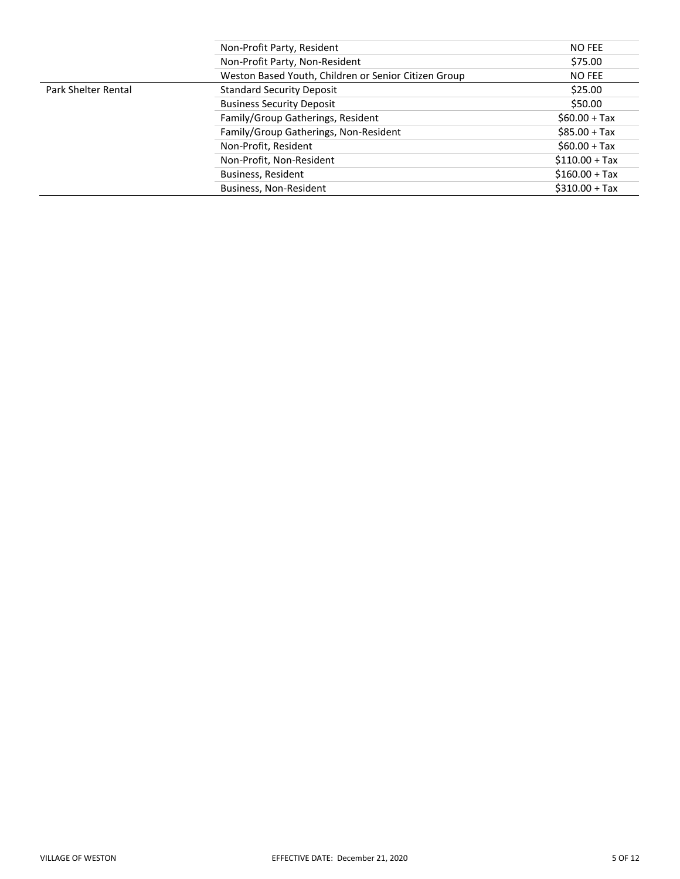| | | |
|---|---|---|
| | Non-Profit Party, Resident | NO FEE |
| | Non-Profit Party, Non-Resident | \$75.00 |
| | Weston Based Youth, Children or Senior Citizen Group | NO FEE |
| Park Shelter Rental | Standard Security Deposit | \$25.00 |
| | Business Security Deposit | \$50.00 |
| | Family/Group Gatherings, Resident | \$60.00 + Tax |
| | Family/Group Gatherings, Non-Resident | \$85.00 + Tax |
| | Non-Profit, Resident | \$60.00 + Tax |
| | Non-Profit, Non-Resident | \$110.00 + Tax |
| | Business, Resident | \$160.00 + Tax |
| | Business, Non-Resident | \$310.00 + Tax |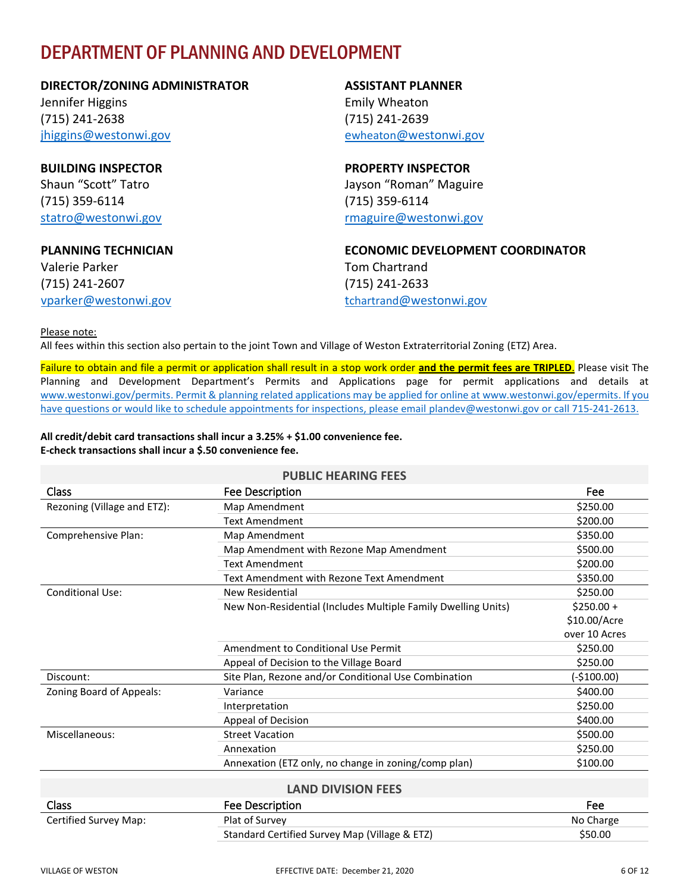# DEPARTMENT OF PLANNING AND DEVELOPMENT

**DIRECTOR/ZONING ADMINISTRATOR**
Jennifer Higgins
(715) 241-2638
jhiggins@westonwi.gov

**ASSISTANT PLANNER**
Emily Wheaton
(715) 241-2639
ewheaton@westonwi.gov

**BUILDING INSPECTOR**
Shaun "Scott" Tatro
(715) 359-6114
statro@westonwi.gov

**PROPERTY INSPECTOR**
Jayson "Roman" Maguire
(715) 359-6114
rmaguire@westonwi.gov

**PLANNING TECHNICIAN**
Valerie Parker
(715) 241-2607
vparker@westonwi.gov

**ECONOMIC DEVELOPMENT COORDINATOR**
Tom Chartrand
(715) 241-2633
tchartrand@westonwi.gov

Please note:
All fees within this section also pertain to the joint Town and Village of Weston Extraterritorial Zoning (ETZ) Area.

Failure to obtain and file a permit or application shall result in a stop work order **and the permit fees are TRIPLED**. Please visit The Planning and Development Department's Permits and Applications page for permit applications and details at www.westonwi.gov/permits. Permit & planning related applications may be applied for online at www.westonwi.gov/epermits. If you have questions or would like to schedule appointments for inspections, please email plandev@westonwi.gov or call 715-241-2613.

**All credit/debit card transactions shall incur a 3.25% + $1.00 convenience fee.**
**E-check transactions shall incur a $.50 convenience fee.**

**PUBLIC HEARING FEES**

| Class | Fee Description | Fee |
|---|---|---|
| Rezoning (Village and ETZ): | Map Amendment | $250.00 |
| | Text Amendment | $200.00 |
| Comprehensive Plan: | Map Amendment | $350.00 |
| | Map Amendment with Rezone Map Amendment | $500.00 |
| | Text Amendment | $200.00 |
| | Text Amendment with Rezone Text Amendment | $350.00 |
| Conditional Use: | New Residential | $250.00 |
| | New Non-Residential (Includes Multiple Family Dwelling Units) | $250.00 + $10.00/Acre over 10 Acres |
| | Amendment to Conditional Use Permit | $250.00 |
| | Appeal of Decision to the Village Board | $250.00 |
| Discount: | Site Plan, Rezone and/or Conditional Use Combination | (-$100.00) |
| Zoning Board of Appeals: | Variance | $400.00 |
| | Interpretation | $250.00 |
| | Appeal of Decision | $400.00 |
| Miscellaneous: | Street Vacation | $500.00 |
| | Annexation | $250.00 |
| | Annexation (ETZ only, no change in zoning/comp plan) | $100.00 |

**LAND DIVISION FEES**

| Class | Fee Description | Fee |
|---|---|---|
| Certified Survey Map: | Plat of Survey | No Charge |
| | Standard Certified Survey Map (Village & ETZ) | $50.00 |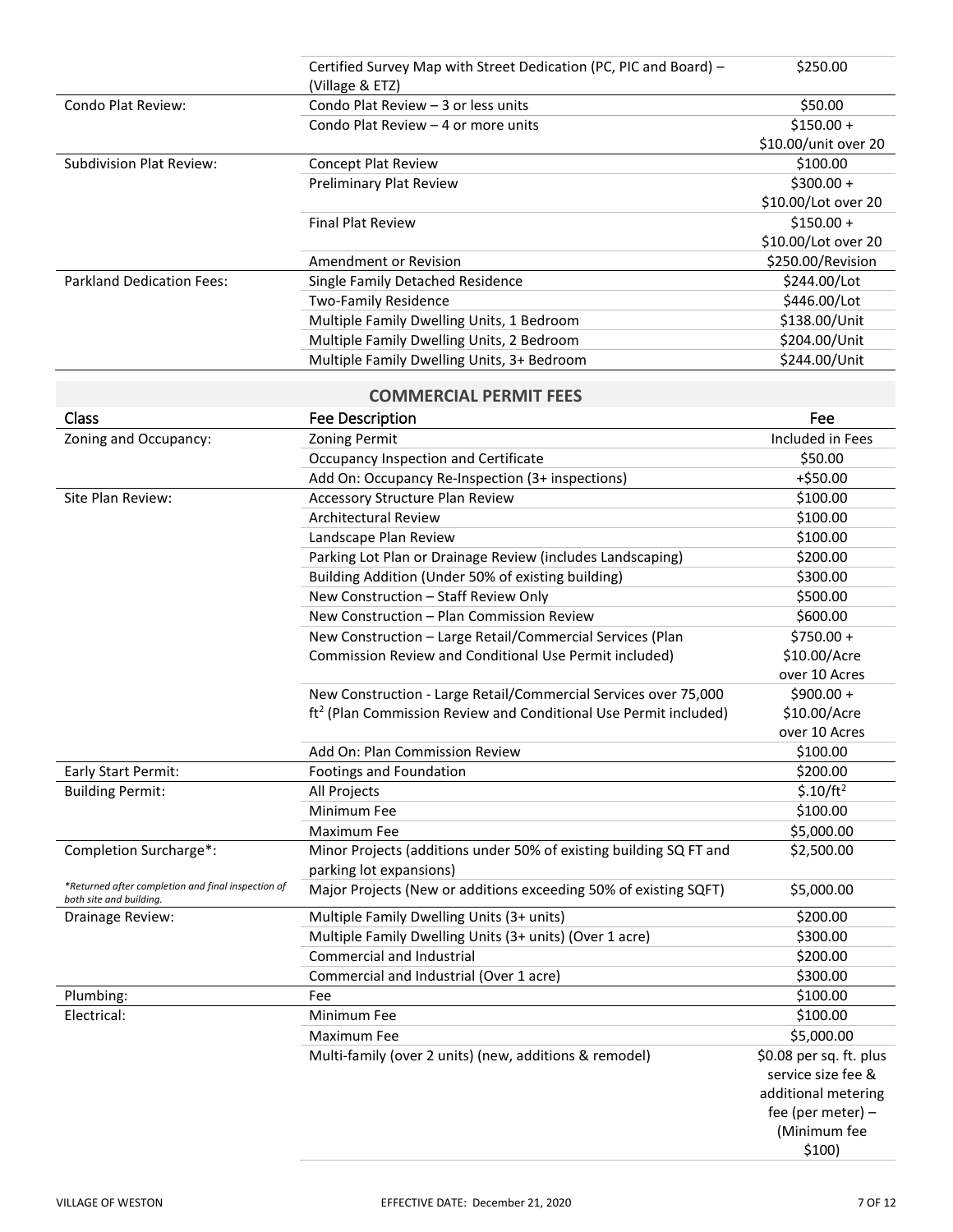| | | |
|---|---|---|
| | Certified Survey Map with Street Dedication (PC, PIC and Board) – (Village & ETZ) | $250.00 |
| Condo Plat Review: | Condo Plat Review – 3 or less units | $50.00 |
| | Condo Plat Review – 4 or more units | $150.00 + $10.00/unit over 20 |
| Subdivision Plat Review: | Concept Plat Review | $100.00 |
| | Preliminary Plat Review | $300.00 + $10.00/Lot over 20 |
| | Final Plat Review | $150.00 + $10.00/Lot over 20 |
| | Amendment or Revision | $250.00/Revision |
| Parkland Dedication Fees: | Single Family Detached Residence | $244.00/Lot |
| | Two-Family Residence | $446.00/Lot |
| | Multiple Family Dwelling Units, 1 Bedroom | $138.00/Unit |
| | Multiple Family Dwelling Units, 2 Bedroom | $204.00/Unit |
| | Multiple Family Dwelling Units, 3+ Bedroom | $244.00/Unit |

## COMMERCIAL PERMIT FEES

| Class | Fee Description | Fee |
|---|---|---|
| Zoning and Occupancy: | Zoning Permit | Included in Fees |
| | Occupancy Inspection and Certificate | $50.00 |
| | Add On: Occupancy Re-Inspection (3+ inspections) | +$50.00 |
| Site Plan Review: | Accessory Structure Plan Review | $100.00 |
| | Architectural Review | $100.00 |
| | Landscape Plan Review | $100.00 |
| | Parking Lot Plan or Drainage Review (includes Landscaping) | $200.00 |
| | Building Addition (Under 50% of existing building) | $300.00 |
| | New Construction – Staff Review Only | $500.00 |
| | New Construction – Plan Commission Review | $600.00 |
| | New Construction – Large Retail/Commercial Services (Plan Commission Review and Conditional Use Permit included) | $750.00 + $10.00/Acre over 10 Acres |
| | New Construction - Large Retail/Commercial Services over 75,000 ft$^2$ (Plan Commission Review and Conditional Use Permit included) | $900.00 + $10.00/Acre over 10 Acres |
| | Add On: Plan Commission Review | $100.00 |
| Early Start Permit: | Footings and Foundation | $200.00 |
| Building Permit: | All Projects | $.10/ft$^2$ |
| | Minimum Fee | $100.00 |
| | Maximum Fee | $5,000.00 |
| Completion Surcharge*: | Minor Projects (additions under 50% of existing building SQ FT and parking lot expansions) | $2,500.00 |
| *\*Returned after completion and final inspection of both site and building.* | Major Projects (New or additions exceeding 50% of existing SQFT) | $5,000.00 |
| Drainage Review: | Multiple Family Dwelling Units (3+ units) | $200.00 |
| | Multiple Family Dwelling Units (3+ units) (Over 1 acre) | $300.00 |
| | Commercial and Industrial | $200.00 |
| | Commercial and Industrial (Over 1 acre) | $300.00 |
| Plumbing: | Fee | $100.00 |
| Electrical: | Minimum Fee | $100.00 |
| | Maximum Fee | $5,000.00 |
| | Multi-family (over 2 units) (new, additions & remodel) | $0.08 per sq. ft. plus service size fee & additional metering fee (per meter) – (Minimum fee $100) |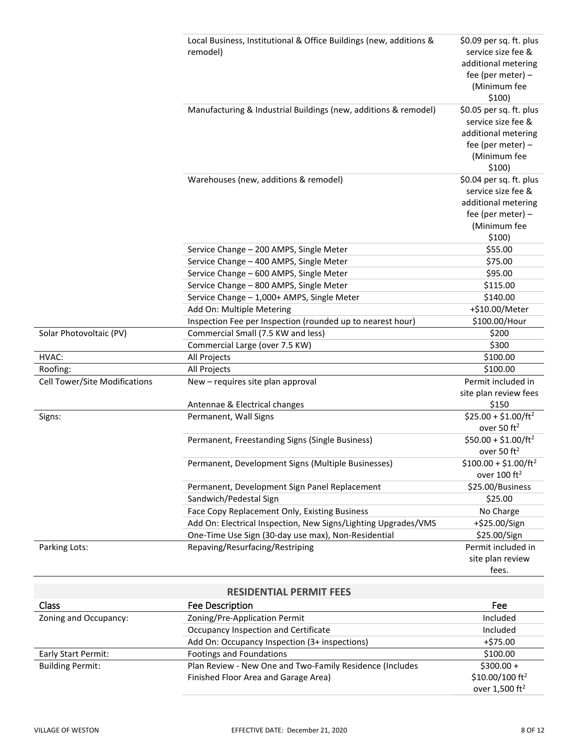| | | |
|---|---|---|
| | Local Business, Institutional & Office Buildings (new, additions & remodel) | \$0.09 per sq. ft. plus service size fee & additional metering fee (per meter) – (Minimum fee \$100) |
| | Manufacturing & Industrial Buildings (new, additions & remodel) | \$0.05 per sq. ft. plus service size fee & additional metering fee (per meter) – (Minimum fee \$100) |
| | Warehouses (new, additions & remodel) | \$0.04 per sq. ft. plus service size fee & additional metering fee (per meter) – (Minimum fee \$100) |
| | Service Change – 200 AMPS, Single Meter | \$55.00 |
| | Service Change – 400 AMPS, Single Meter | \$75.00 |
| | Service Change – 600 AMPS, Single Meter | \$95.00 |
| | Service Change – 800 AMPS, Single Meter | \$115.00 |
| | Service Change – 1,000+ AMPS, Single Meter | \$140.00 |
| | Add On: Multiple Metering | +\$10.00/Meter |
| | Inspection Fee per Inspection (rounded up to nearest hour) | \$100.00/Hour |
| Solar Photovoltaic (PV) | Commercial Small (7.5 KW and less) | \$200 |
| | Commercial Large (over 7.5 KW) | \$300 |
| HVAC: | All Projects | \$100.00 |
| Roofing: | All Projects | \$100.00 |
| Cell Tower/Site Modifications | New – requires site plan approval | Permit included in site plan review fees |
| | Antennae & Electrical changes | \$150 |
| Signs: | Permanent, Wall Signs | \$25.00 + \$1.00/ft$^2$ over 50 ft$^2$ |
| | Permanent, Freestanding Signs (Single Business) | \$50.00 + \$1.00/ft$^2$ over 50 ft$^2$ |
| | Permanent, Development Signs (Multiple Businesses) | \$100.00 + \$1.00/ft$^2$ over 100 ft$^2$ |
| | Permanent, Development Sign Panel Replacement | \$25.00/Business |
| | Sandwich/Pedestal Sign | \$25.00 |
| | Face Copy Replacement Only, Existing Business | No Charge |
| | Add On: Electrical Inspection, New Signs/Lighting Upgrades/VMS | +\$25.00/Sign |
| | One-Time Use Sign (30-day use max), Non-Residential | \$25.00/Sign |
| Parking Lots: | Repaving/Resurfacing/Restriping | Permit included in site plan review fees. |

## RESIDENTIAL PERMIT FEES

| Class | Fee Description | Fee |
|---|---|---|
| Zoning and Occupancy: | Zoning/Pre-Application Permit | Included |
| | Occupancy Inspection and Certificate | Included |
| | Add On: Occupancy Inspection (3+ inspections) | +\$75.00 |
| Early Start Permit: | Footings and Foundations | \$100.00 |
| Building Permit: | Plan Review - New One and Two-Family Residence (Includes Finished Floor Area and Garage Area) | \$300.00 + \$10.00/100 ft$^2$ over 1,500 ft$^2$ |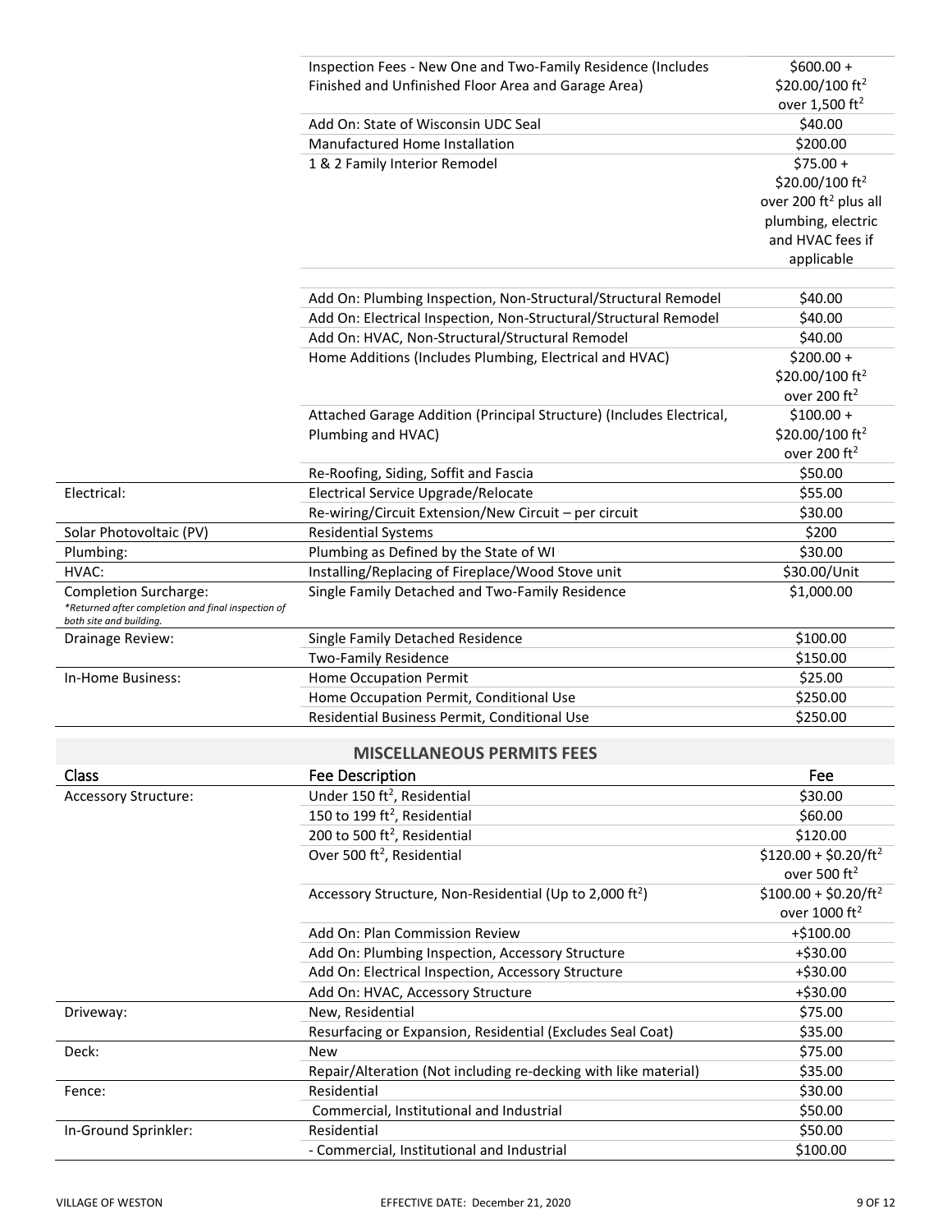| | | |
|---|---|---|
| | Inspection Fees - New One and Two-Family Residence (Includes Finished and Unfinished Floor Area and Garage Area) | \$600.00 + \$20.00/100 ft$^2$ over 1,500 ft$^2$ |
| | Add On: State of Wisconsin UDC Seal | \$40.00 |
| | Manufactured Home Installation | \$200.00 |
| | 1 & 2 Family Interior Remodel | \$75.00 + \$20.00/100 ft$^2$ over 200 ft$^2$ plus all plumbing, electric and HVAC fees if applicable |
| | Add On: Plumbing Inspection, Non-Structural/Structural Remodel | \$40.00 |
| | Add On: Electrical Inspection, Non-Structural/Structural Remodel | \$40.00 |
| | Add On: HVAC, Non-Structural/Structural Remodel | \$40.00 |
| | Home Additions (Includes Plumbing, Electrical and HVAC) | \$200.00 + \$20.00/100 ft$^2$ over 200 ft$^2$ |
| | Attached Garage Addition (Principal Structure) (Includes Electrical, Plumbing and HVAC) | \$100.00 + \$20.00/100 ft$^2$ over 200 ft$^2$ |
| | Re-Roofing, Siding, Soffit and Fascia | \$50.00 |
| Electrical: | Electrical Service Upgrade/Relocate | \$55.00 |
| | Re-wiring/Circuit Extension/New Circuit – per circuit | \$30.00 |
| Solar Photovoltaic (PV) | Residential Systems | \$200 |
| Plumbing: | Plumbing as Defined by the State of WI | \$30.00 |
| HVAC: | Installing/Replacing of Fireplace/Wood Stove unit | \$30.00/Unit |
| Completion Surcharge: *\*Returned after completion and final inspection of both site and building.* | Single Family Detached and Two-Family Residence | \$1,000.00 |
| Drainage Review: | Single Family Detached Residence | \$100.00 |
| | Two-Family Residence | \$150.00 |
| In-Home Business: | Home Occupation Permit | \$25.00 |
| | Home Occupation Permit, Conditional Use | \$250.00 |
| | Residential Business Permit, Conditional Use | \$250.00 |

## MISCELLANEOUS PERMITS FEES

| Class | Fee Description | Fee |
|---|---|---|
| Accessory Structure: | Under 150 ft$^2$, Residential | \$30.00 |
| | 150 to 199 ft$^2$, Residential | \$60.00 |
| | 200 to 500 ft$^2$, Residential | \$120.00 |
| | Over 500 ft$^2$, Residential | \$120.00 + \$0.20/ft$^2$ over 500 ft$^2$ |
| | Accessory Structure, Non-Residential (Up to 2,000 ft$^2$) | \$100.00 + \$0.20/ft$^2$ over 1000 ft$^2$ |
| | Add On: Plan Commission Review | +\$100.00 |
| | Add On: Plumbing Inspection, Accessory Structure | +\$30.00 |
| | Add On: Electrical Inspection, Accessory Structure | +\$30.00 |
| | Add On: HVAC, Accessory Structure | +\$30.00 |
| Driveway: | New, Residential | \$75.00 |
| | Resurfacing or Expansion, Residential (Excludes Seal Coat) | \$35.00 |
| Deck: | New | \$75.00 |
| | Repair/Alteration (Not including re-decking with like material) | \$35.00 |
| Fence: | Residential | \$30.00 |
| | Commercial, Institutional and Industrial | \$50.00 |
| In-Ground Sprinkler: | Residential | \$50.00 |
| | - Commercial, Institutional and Industrial | \$100.00 |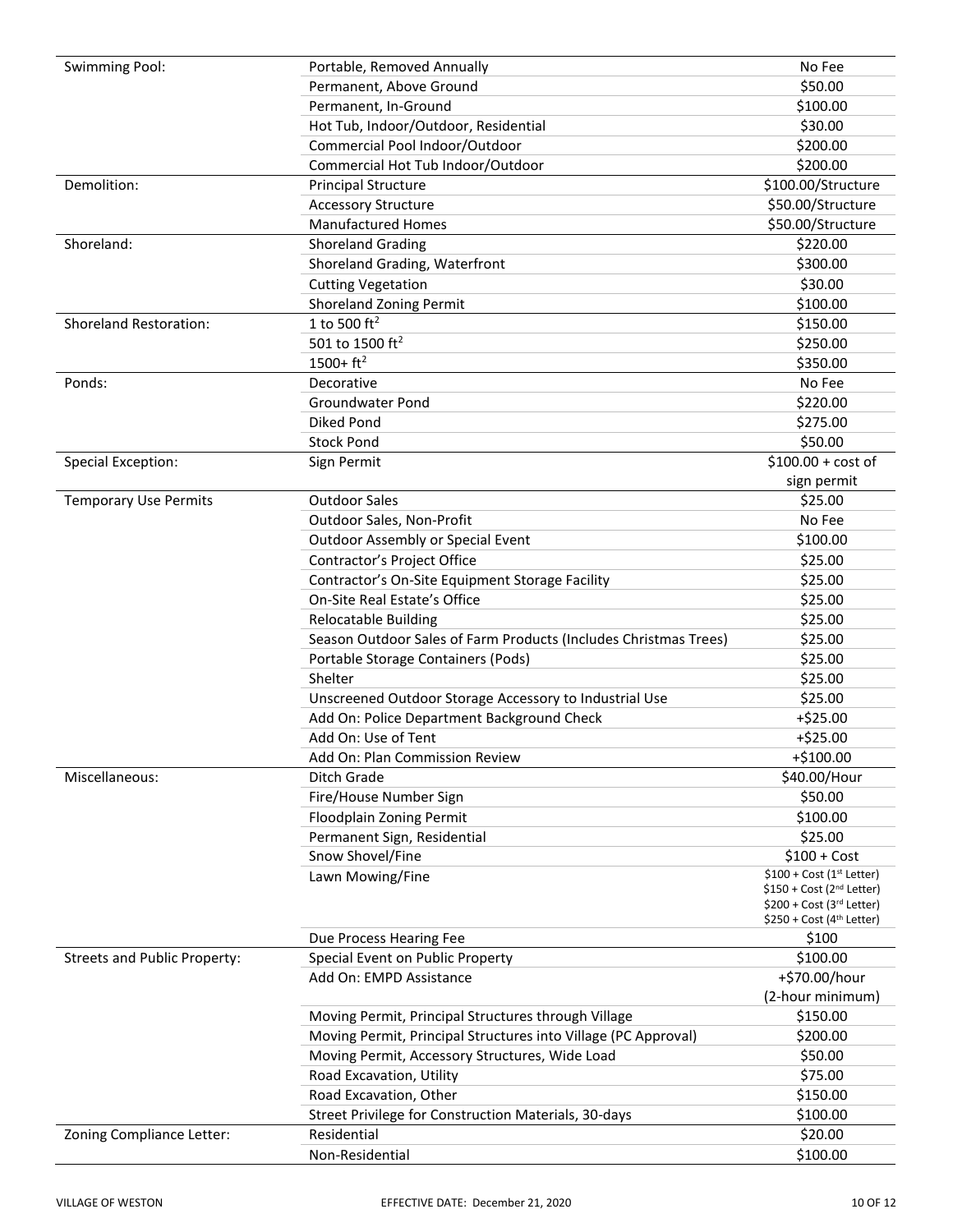| | | |
|---|---|---|
| Swimming Pool: | Portable, Removed Annually | No Fee |
| | Permanent, Above Ground | \$50.00 |
| | Permanent, In-Ground | \$100.00 |
| | Hot Tub, Indoor/Outdoor, Residential | \$30.00 |
| | Commercial Pool Indoor/Outdoor | \$200.00 |
| | Commercial Hot Tub Indoor/Outdoor | \$200.00 |
| Demolition: | Principal Structure | \$100.00/Structure |
| | Accessory Structure | \$50.00/Structure |
| | Manufactured Homes | \$50.00/Structure |
| Shoreland: | Shoreland Grading | \$220.00 |
| | Shoreland Grading, Waterfront | \$300.00 |
| | Cutting Vegetation | \$30.00 |
| | Shoreland Zoning Permit | \$100.00 |
| Shoreland Restoration: | 1 to 500 ft² | \$150.00 |
| | 501 to 1500 ft² | \$250.00 |
| | 1500+ ft² | \$350.00 |
| Ponds: | Decorative | No Fee |
| | Groundwater Pond | \$220.00 |
| | Diked Pond | \$275.00 |
| | Stock Pond | \$50.00 |
| Special Exception: | Sign Permit | \$100.00 + cost of sign permit |
| Temporary Use Permits | Outdoor Sales | \$25.00 |
| | Outdoor Sales, Non-Profit | No Fee |
| | Outdoor Assembly or Special Event | \$100.00 |
| | Contractor's Project Office | \$25.00 |
| | Contractor's On-Site Equipment Storage Facility | \$25.00 |
| | On-Site Real Estate's Office | \$25.00 |
| | Relocatable Building | \$25.00 |
| | Season Outdoor Sales of Farm Products (Includes Christmas Trees) | \$25.00 |
| | Portable Storage Containers (Pods) | \$25.00 |
| | Shelter | \$25.00 |
| | Unscreened Outdoor Storage Accessory to Industrial Use | \$25.00 |
| | Add On: Police Department Background Check | +\$25.00 |
| | Add On: Use of Tent | +\$25.00 |
| | Add On: Plan Commission Review | +\$100.00 |
| Miscellaneous: | Ditch Grade | \$40.00/Hour |
| | Fire/House Number Sign | \$50.00 |
| | Floodplain Zoning Permit | \$100.00 |
| | Permanent Sign, Residential | \$25.00 |
| | Snow Shovel/Fine | \$100 + Cost |
| | Lawn Mowing/Fine | \$100 + Cost (1st Letter)<br>\$150 + Cost (2nd Letter)<br>\$200 + Cost (3rd Letter)<br>\$250 + Cost (4th Letter) |
| | Due Process Hearing Fee | \$100 |
| Streets and Public Property: | Special Event on Public Property | \$100.00 |
| | Add On: EMPD Assistance | +\$70.00/hour (2-hour minimum) |
| | Moving Permit, Principal Structures through Village | \$150.00 |
| | Moving Permit, Principal Structures into Village (PC Approval) | \$200.00 |
| | Moving Permit, Accessory Structures, Wide Load | \$50.00 |
| | Road Excavation, Utility | \$75.00 |
| | Road Excavation, Other | \$150.00 |
| | Street Privilege for Construction Materials, 30-days | \$100.00 |
| Zoning Compliance Letter: | Residential | \$20.00 |
| | Non-Residential | \$100.00 |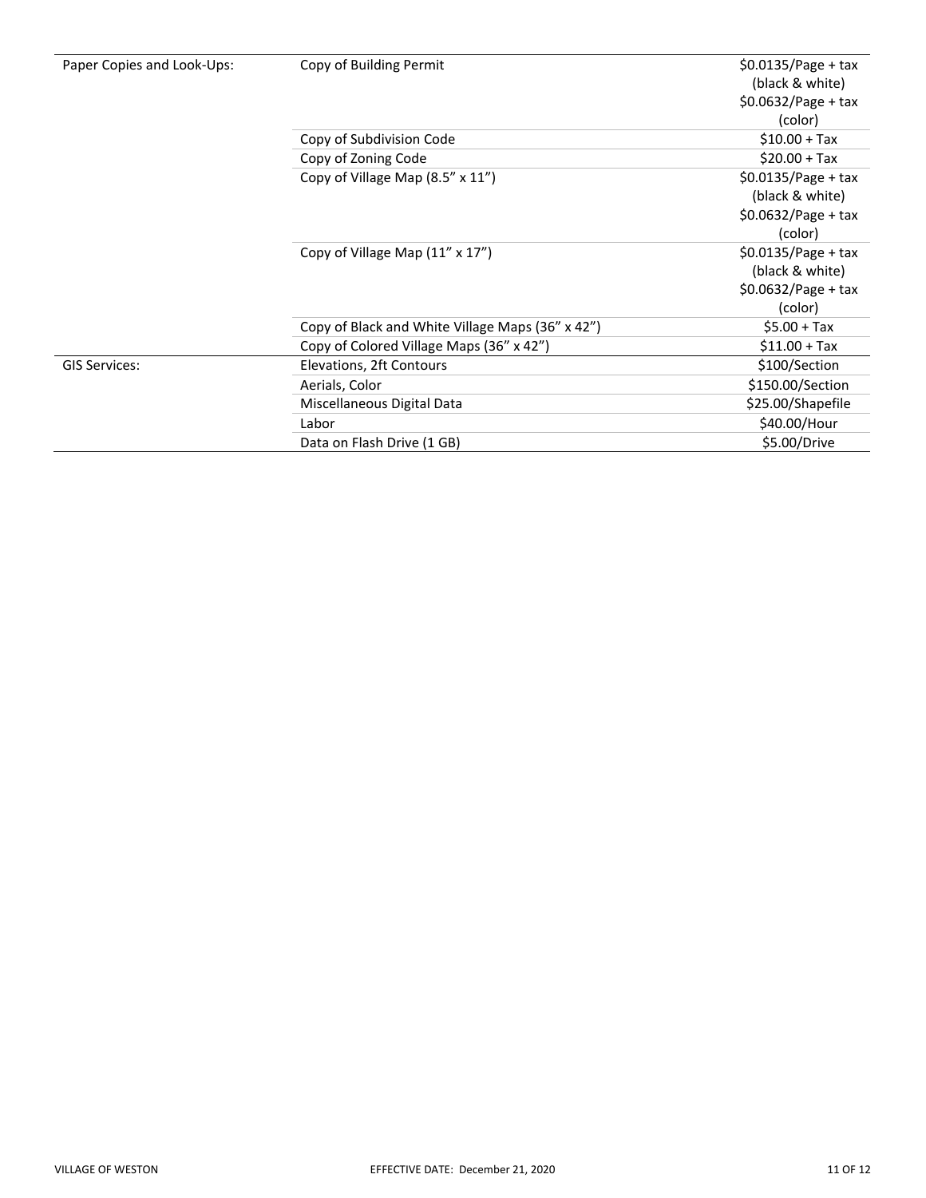| | | |
|---|---|---|
| Paper Copies and Look-Ups: | Copy of Building Permit | $0.0135/Page + tax (black & white) $0.0632/Page + tax (color) |
| | Copy of Subdivision Code | $10.00 + Tax |
| | Copy of Zoning Code | $20.00 + Tax |
| | Copy of Village Map (8.5" x 11") | $0.0135/Page + tax (black & white) $0.0632/Page + tax (color) |
| | Copy of Village Map (11" x 17") | $0.0135/Page + tax (black & white) $0.0632/Page + tax (color) |
| | Copy of Black and White Village Maps (36" x 42") | $5.00 + Tax |
| | Copy of Colored Village Maps (36" x 42") | $11.00 + Tax |
| GIS Services: | Elevations, 2ft Contours | $100/Section |
| | Aerials, Color | $150.00/Section |
| | Miscellaneous Digital Data | $25.00/Shapefile |
| | Labor | $40.00/Hour |
| | Data on Flash Drive (1 GB) | $5.00/Drive |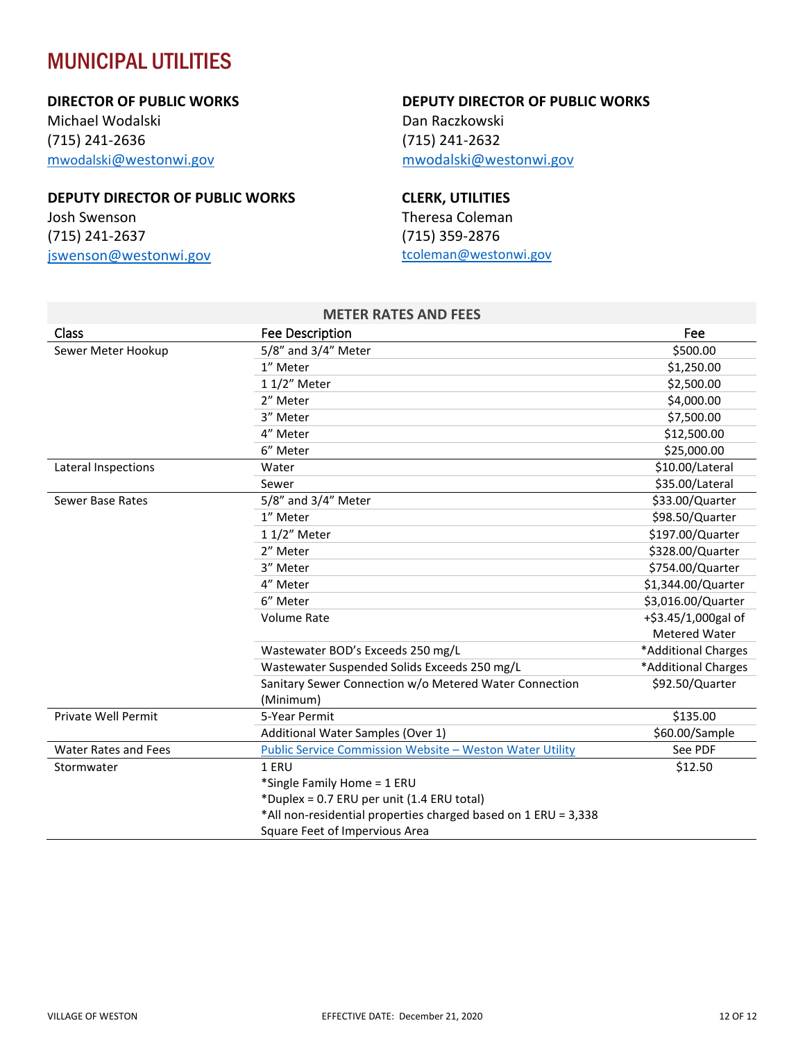# MUNICIPAL UTILITIES

**DIRECTOR OF PUBLIC WORKS**
Michael Wodalski
(715) 241-2636
mwodalski@westonwi.gov

**DEPUTY DIRECTOR OF PUBLIC WORKS**
Dan Raczkowski
(715) 241-2632
mwodalski@westonwi.gov

**DEPUTY DIRECTOR OF PUBLIC WORKS**
Josh Swenson
(715) 241-2637
jswenson@westonwi.gov

**CLERK, UTILITIES**
Theresa Coleman
(715) 359-2876
tcoleman@westonwi.gov

**METER RATES AND FEES**

| Class | Fee Description | Fee |
|---|---|---|
| Sewer Meter Hookup | 5/8" and 3/4" Meter | $500.00 |
| | 1" Meter | $1,250.00 |
| | 1 1/2" Meter | $2,500.00 |
| | 2" Meter | $4,000.00 |
| | 3" Meter | $7,500.00 |
| | 4" Meter | $12,500.00 |
| | 6" Meter | $25,000.00 |
| Lateral Inspections | Water | $10.00/Lateral |
| | Sewer | $35.00/Lateral |
| Sewer Base Rates | 5/8" and 3/4" Meter | $33.00/Quarter |
| | 1" Meter | $98.50/Quarter |
| | 1 1/2" Meter | $197.00/Quarter |
| | 2" Meter | $328.00/Quarter |
| | 3" Meter | $754.00/Quarter |
| | 4" Meter | $1,344.00/Quarter |
| | 6" Meter | $3,016.00/Quarter |
| | Volume Rate | +$3.45/1,000gal of Metered Water |
| | Wastewater BOD's Exceeds 250 mg/L | *Additional Charges |
| | Wastewater Suspended Solids Exceeds 250 mg/L | *Additional Charges |
| | Sanitary Sewer Connection w/o Metered Water Connection (Minimum) | $92.50/Quarter |
| Private Well Permit | 5-Year Permit | $135.00 |
| | Additional Water Samples (Over 1) | $60.00/Sample |
| Water Rates and Fees | Public Service Commission Website – Weston Water Utility | See PDF |
| Stormwater | 1 ERU<br>*Single Family Home = 1 ERU<br>*Duplex = 0.7 ERU per unit (1.4 ERU total)<br>*All non-residential properties charged based on 1 ERU = 3,338 Square Feet of Impervious Area | $12.50 |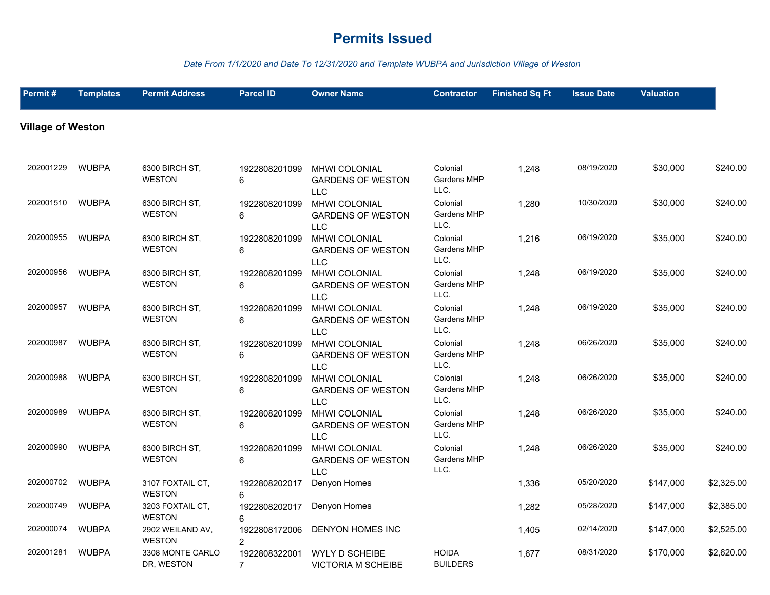# Permits Issued

*Date From 1/1/2020 and Date To 12/31/2020 and Template WUBPA and Jurisdiction Village of Weston*

## Village of Weston

| Permit # | Templates | Permit Address | Parcel ID | Owner Name | Contractor | Finished Sq Ft | Issue Date | Valuation | |
|---|---|---|---|---|---|---|---|---|---|
| 202001229 | WUBPA | 6300 BIRCH ST, WESTON | 19228082010996 | MHWI COLONIAL GARDENS OF WESTON LLC | Colonial Gardens MHP LLC. | 1,248 | 08/19/2020 | $30,000 | $240.00 |
| 202001510 | WUBPA | 6300 BIRCH ST, WESTON | 19228082010996 | MHWI COLONIAL GARDENS OF WESTON LLC | Colonial Gardens MHP LLC. | 1,280 | 10/30/2020 | $30,000 | $240.00 |
| 202000955 | WUBPA | 6300 BIRCH ST, WESTON | 19228082010996 | MHWI COLONIAL GARDENS OF WESTON LLC | Colonial Gardens MHP LLC. | 1,216 | 06/19/2020 | $35,000 | $240.00 |
| 202000956 | WUBPA | 6300 BIRCH ST, WESTON | 19228082010996 | MHWI COLONIAL GARDENS OF WESTON LLC | Colonial Gardens MHP LLC. | 1,248 | 06/19/2020 | $35,000 | $240.00 |
| 202000957 | WUBPA | 6300 BIRCH ST, WESTON | 19228082010996 | MHWI COLONIAL GARDENS OF WESTON LLC | Colonial Gardens MHP LLC. | 1,248 | 06/19/2020 | $35,000 | $240.00 |
| 202000987 | WUBPA | 6300 BIRCH ST, WESTON | 19228082010996 | MHWI COLONIAL GARDENS OF WESTON LLC | Colonial Gardens MHP LLC. | 1,248 | 06/26/2020 | $35,000 | $240.00 |
| 202000988 | WUBPA | 6300 BIRCH ST, WESTON | 19228082010996 | MHWI COLONIAL GARDENS OF WESTON LLC | Colonial Gardens MHP LLC. | 1,248 | 06/26/2020 | $35,000 | $240.00 |
| 202000989 | WUBPA | 6300 BIRCH ST, WESTON | 19228082010996 | MHWI COLONIAL GARDENS OF WESTON LLC | Colonial Gardens MHP LLC. | 1,248 | 06/26/2020 | $35,000 | $240.00 |
| 202000990 | WUBPA | 6300 BIRCH ST, WESTON | 19228082010996 | MHWI COLONIAL GARDENS OF WESTON LLC | Colonial Gardens MHP LLC. | 1,248 | 06/26/2020 | $35,000 | $240.00 |
| 202000702 | WUBPA | 3107 FOXTAIL CT, WESTON | 19228082020176 | Denyon Homes | | 1,336 | 05/20/2020 | $147,000 | $2,325.00 |
| 202000749 | WUBPA | 3203 FOXTAIL CT, WESTON | 19228082020176 | Denyon Homes | | 1,282 | 05/28/2020 | $147,000 | $2,385.00 |
| 202000074 | WUBPA | 2902 WEILAND AV, WESTON | 19228081720062 | DENYON HOMES INC | | 1,405 | 02/14/2020 | $147,000 | $2,525.00 |
| 202001281 | WUBPA | 3308 MONTE CARLO DR, WESTON | 19228083220017 | WYLY D SCHEIBE VICTORIA M SCHEIBE | HOIDA BUILDERS | 1,677 | 08/31/2020 | $170,000 | $2,620.00 |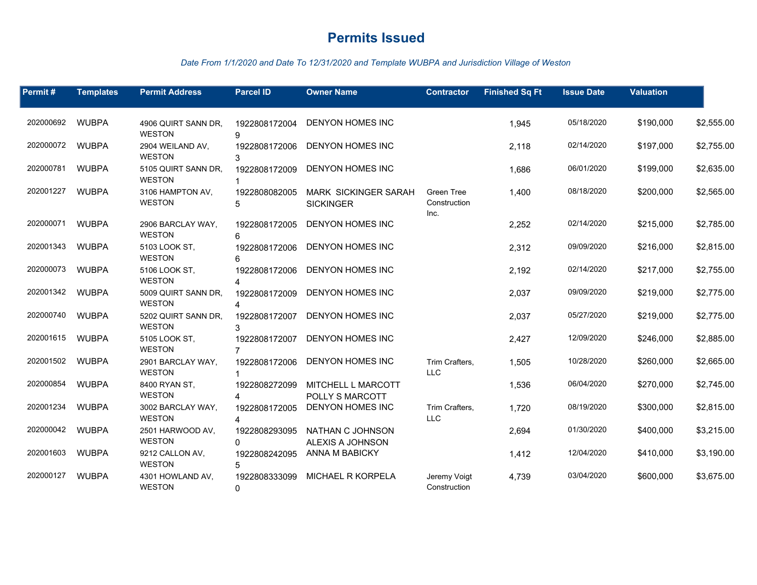# Permits Issued

*Date From 1/1/2020 and Date To 12/31/2020 and Template WUBPA and Jurisdiction Village of Weston*

| Permit # | Templates | Permit Address | Parcel ID | Owner Name | Contractor | Finished Sq Ft | Issue Date | Valuation | |
|---|---|---|---|---|---|---|---|---|---|
| 202000692 | WUBPA | 4906 QUIRT SANN DR, WESTON | 19228081720049 | DENYON HOMES INC | | 1,945 | 05/18/2020 | $190,000 | $2,555.00 |
| 202000072 | WUBPA | 2904 WEILAND AV, WESTON | 19228081720063 | DENYON HOMES INC | | 2,118 | 02/14/2020 | $197,000 | $2,755.00 |
| 202000781 | WUBPA | 5105 QUIRT SANN DR, WESTON | 19228081720091 | DENYON HOMES INC | | 1,686 | 06/01/2020 | $199,000 | $2,635.00 |
| 202001227 | WUBPA | 3106 HAMPTON AV, WESTON | 19228080820055 | MARK SICKINGER SARAH SICKINGER | Green Tree Construction Inc. | 1,400 | 08/18/2020 | $200,000 | $2,565.00 |
| 202000071 | WUBPA | 2906 BARCLAY WAY, WESTON | 19228081720056 | DENYON HOMES INC | | 2,252 | 02/14/2020 | $215,000 | $2,785.00 |
| 202001343 | WUBPA | 5103 LOOK ST, WESTON | 19228081720066 | DENYON HOMES INC | | 2,312 | 09/09/2020 | $216,000 | $2,815.00 |
| 202000073 | WUBPA | 5106 LOOK ST, WESTON | 19228081720064 | DENYON HOMES INC | | 2,192 | 02/14/2020 | $217,000 | $2,755.00 |
| 202001342 | WUBPA | 5009 QUIRT SANN DR, WESTON | 19228081720094 | DENYON HOMES INC | | 2,037 | 09/09/2020 | $219,000 | $2,775.00 |
| 202000740 | WUBPA | 5202 QUIRT SANN DR, WESTON | 19228081720073 | DENYON HOMES INC | | 2,037 | 05/27/2020 | $219,000 | $2,775.00 |
| 202001615 | WUBPA | 5105 LOOK ST, WESTON | 19228081720077 | DENYON HOMES INC | | 2,427 | 12/09/2020 | $246,000 | $2,885.00 |
| 202001502 | WUBPA | 2901 BARCLAY WAY, WESTON | 19228081720061 | DENYON HOMES INC | Trim Crafters, LLC | 1,505 | 10/28/2020 | $260,000 | $2,665.00 |
| 202000854 | WUBPA | 8400 RYAN ST, WESTON | 19228082720994 | MITCHELL L MARCOTT POLLY S MARCOTT | | 1,536 | 06/04/2020 | $270,000 | $2,745.00 |
| 202001234 | WUBPA | 3002 BARCLAY WAY, WESTON | 19228081720054 | DENYON HOMES INC | Trim Crafters, LLC | 1,720 | 08/19/2020 | $300,000 | $2,815.00 |
| 202000042 | WUBPA | 2501 HARWOOD AV, WESTON | 19228082930950 | NATHAN C JOHNSON ALEXIS A JOHNSON | | 2,694 | 01/30/2020 | $400,000 | $3,215.00 |
| 202001603 | WUBPA | 9212 CALLON AV, WESTON | 19228082420955 | ANNA M BABICKY | | 1,412 | 12/04/2020 | $410,000 | $3,190.00 |
| 202000127 | WUBPA | 4301 HOWLAND AV, WESTON | 19228083330990 | MICHAEL R KORPELA | Jeremy Voigt Construction | 4,739 | 03/04/2020 | $600,000 | $3,675.00 |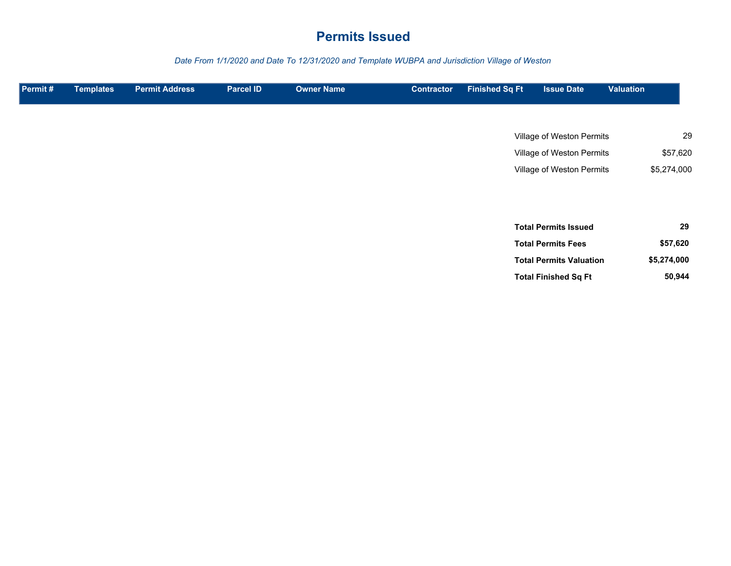# Permits Issued

*Date From 1/1/2020 and Date To 12/31/2020 and Template WUBPA and Jurisdiction Village of Weston*

| Permit # | Templates | Permit Address | Parcel ID | Owner Name | Contractor | Finished Sq Ft | Issue Date | Valuation |
|---|---|---|---|---|---|---|---|---|

| | |
|---|---|
| Village of Weston Permits | 29 |
| Village of Weston Permits | $57,620 |
| Village of Weston Permits | $5,274,000 |

| | |
|---|---|
| **Total Permits Issued** | **29** |
| **Total Permits Fees** | **$57,620** |
| **Total Permits Valuation** | **$5,274,000** |
| **Total Finished Sq Ft** | **50,944** |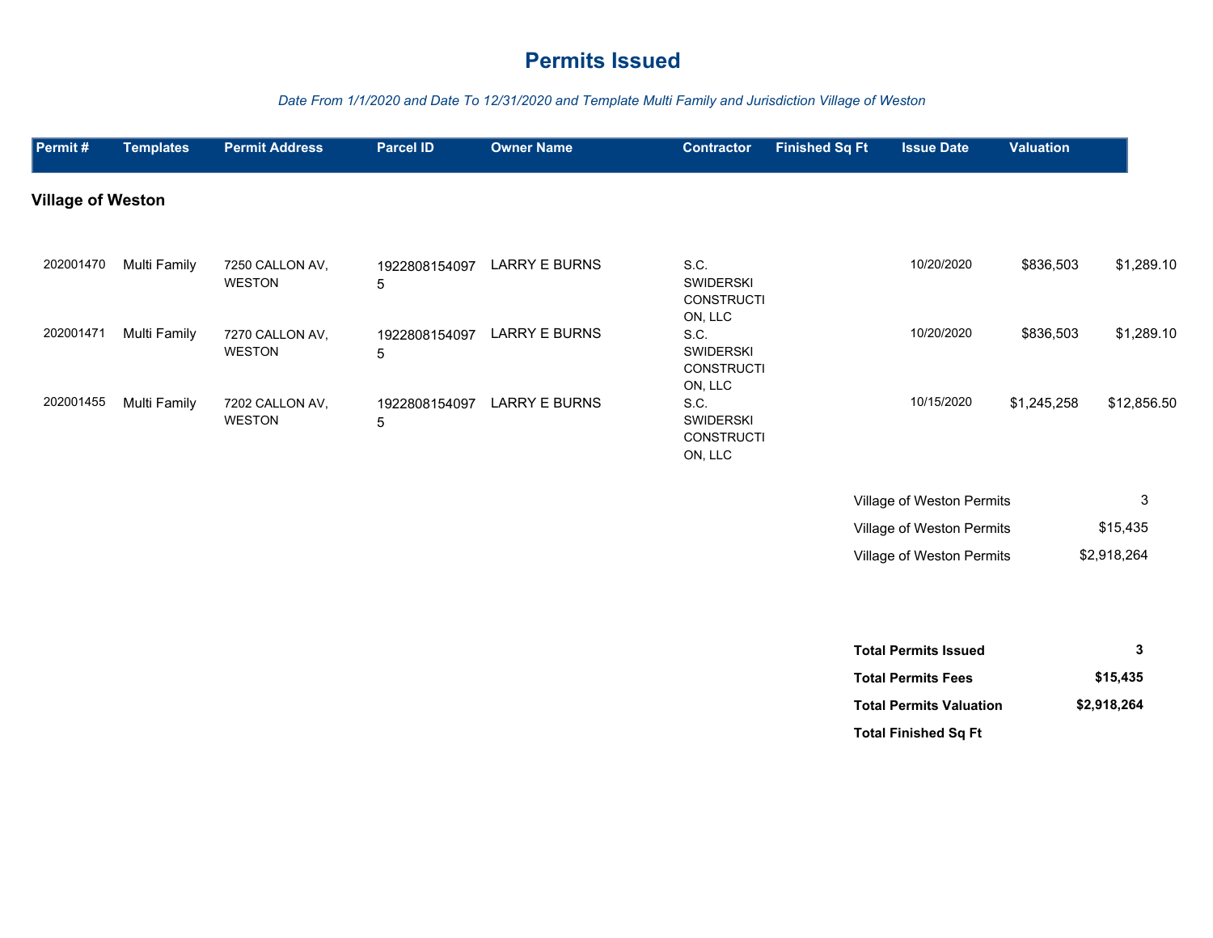# Permits Issued

*Date From 1/1/2020 and Date To 12/31/2020 and Template Multi Family and Jurisdiction Village of Weston*

## Village of Weston

| Permit # | Templates | Permit Address | Parcel ID | Owner Name | Contractor | Finished Sq Ft | Issue Date | Valuation | |
|---|---|---|---|---|---|---|---|---|---|
| 202001470 | Multi Family | 7250 CALLON AV, WESTON | 19228081540975 | LARRY E BURNS | S.C. SWIDERSKI CONSTRUCTION, LLC | | 10/20/2020 | $836,503 | $1,289.10 |
| 202001471 | Multi Family | 7270 CALLON AV, WESTON | 19228081540975 | LARRY E BURNS | S.C. SWIDERSKI CONSTRUCTION, LLC | | 10/20/2020 | $836,503 | $1,289.10 |
| 202001455 | Multi Family | 7202 CALLON AV, WESTON | 19228081540975 | LARRY E BURNS | S.C. SWIDERSKI CONSTRUCTION, LLC | | 10/15/2020 | $1,245,258 | $12,856.50 |

| | |
|---|---|
| Village of Weston Permits | 3 |
| Village of Weston Permits | $15,435 |
| Village of Weston Permits | $2,918,264 |

| | |
|---|---|
| **Total Permits Issued** | **3** |
| **Total Permits Fees** | **$15,435** |
| **Total Permits Valuation** | **$2,918,264** |
| **Total Finished Sq Ft** | |